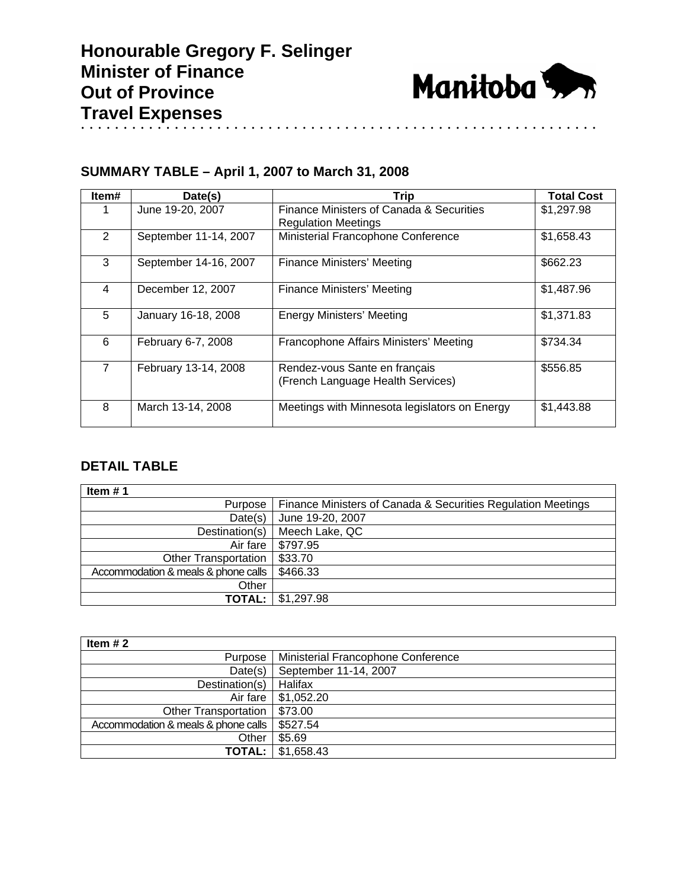# Honourable Gregory F. Selinger
# Minister of Finance
# Out of Province
# Travel Expenses

Manitoba

## SUMMARY TABLE – April 1, 2007 to March 31, 2008

| Item# | Date(s) | Trip | Total Cost |
|---|---|---|---|
| 1 | June 19-20, 2007 | Finance Ministers of Canada & Securities Regulation Meetings | $1,297.98 |
| 2 | September 11-14, 2007 | Ministerial Francophone Conference | $1,658.43 |
| 3 | September 14-16, 2007 | Finance Ministers' Meeting | $662.23 |
| 4 | December 12, 2007 | Finance Ministers' Meeting | $1,487.96 |
| 5 | January 16-18, 2008 | Energy Ministers' Meeting | $1,371.83 |
| 6 | February 6-7, 2008 | Francophone Affairs Ministers' Meeting | $734.34 |
| 7 | February 13-14, 2008 | Rendez-vous Sante en français (French Language Health Services) | $556.85 |
| 8 | March 13-14, 2008 | Meetings with Minnesota legislators on Energy | $1,443.88 |

## DETAIL TABLE

| Item # 1 | |
|---|---|
| Purpose | Finance Ministers of Canada & Securities Regulation Meetings |
| Date(s) | June 19-20, 2007 |
| Destination(s) | Meech Lake, QC |
| Air fare | $797.95 |
| Other Transportation | $33.70 |
| Accommodation & meals & phone calls | $466.33 |
| Other | |
| **TOTAL:** | $1,297.98 |

| Item # 2 | |
|---|---|
| Purpose | Ministerial Francophone Conference |
| Date(s) | September 11-14, 2007 |
| Destination(s) | Halifax |
| Air fare | $1,052.20 |
| Other Transportation | $73.00 |
| Accommodation & meals & phone calls | $527.54 |
| Other | $5.69 |
| **TOTAL:** | $1,658.43 |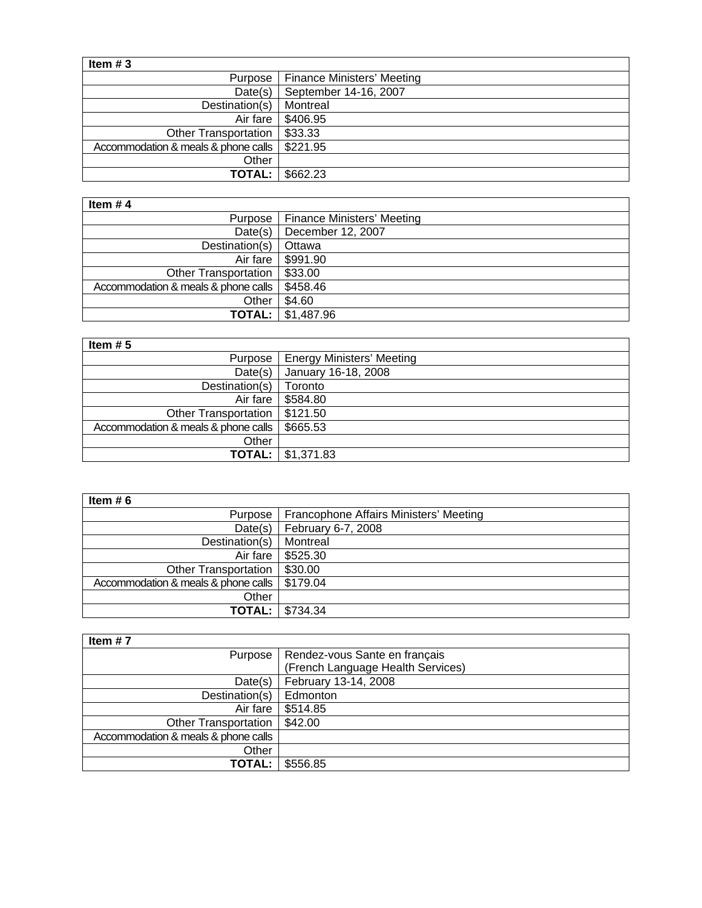| Item # 3 | |
|---|---|
| Purpose | Finance Ministers' Meeting |
| Date(s) | September 14-16, 2007 |
| Destination(s) | Montreal |
| Air fare | $406.95 |
| Other Transportation | $33.33 |
| Accommodation & meals & phone calls | $221.95 |
| Other | |
| **TOTAL:** | $662.23 |

| Item # 4 | |
|---|---|
| Purpose | Finance Ministers' Meeting |
| Date(s) | December 12, 2007 |
| Destination(s) | Ottawa |
| Air fare | $991.90 |
| Other Transportation | $33.00 |
| Accommodation & meals & phone calls | $458.46 |
| Other | $4.60 |
| **TOTAL:** | $1,487.96 |

| Item # 5 | |
|---|---|
| Purpose | Energy Ministers' Meeting |
| Date(s) | January 16-18, 2008 |
| Destination(s) | Toronto |
| Air fare | $584.80 |
| Other Transportation | $121.50 |
| Accommodation & meals & phone calls | $665.53 |
| Other | |
| **TOTAL:** | $1,371.83 |

| Item # 6 | |
|---|---|
| Purpose | Francophone Affairs Ministers' Meeting |
| Date(s) | February 6-7, 2008 |
| Destination(s) | Montreal |
| Air fare | $525.30 |
| Other Transportation | $30.00 |
| Accommodation & meals & phone calls | $179.04 |
| Other | |
| **TOTAL:** | $734.34 |

| Item # 7 | |
|---|---|
| Purpose | Rendez-vous Sante en français (French Language Health Services) |
| Date(s) | February 13-14, 2008 |
| Destination(s) | Edmonton |
| Air fare | $514.85 |
| Other Transportation | $42.00 |
| Accommodation & meals & phone calls | |
| Other | |
| **TOTAL:** | $556.85 |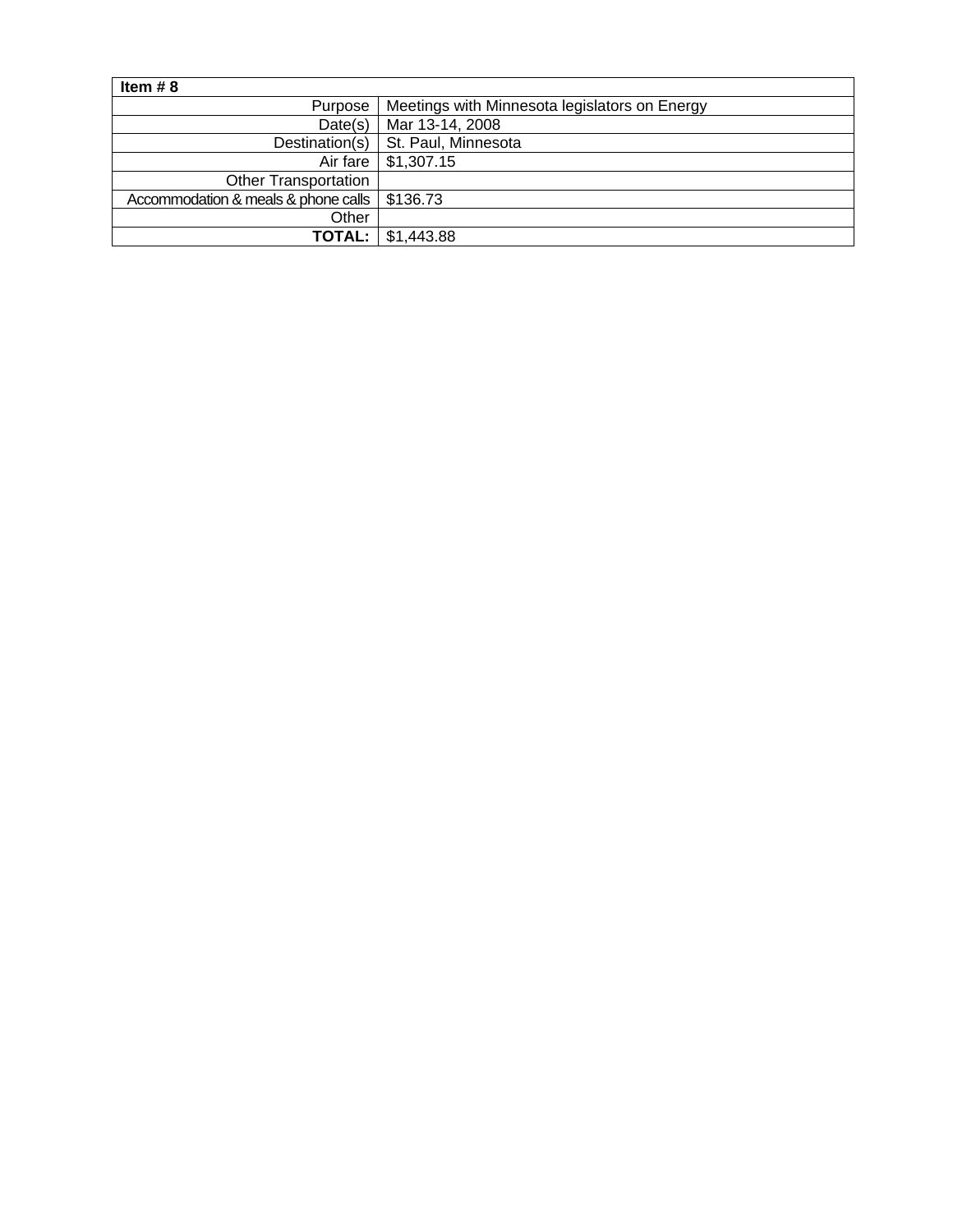| **Item # 8** | |
|---|---|
| Purpose | Meetings with Minnesota legislators on Energy |
| Date(s) | Mar 13-14, 2008 |
| Destination(s) | St. Paul, Minnesota |
| Air fare | $1,307.15 |
| Other Transportation | |
| Accommodation & meals & phone calls | $136.73 |
| Other | |
| **TOTAL:** | $1,443.88 |